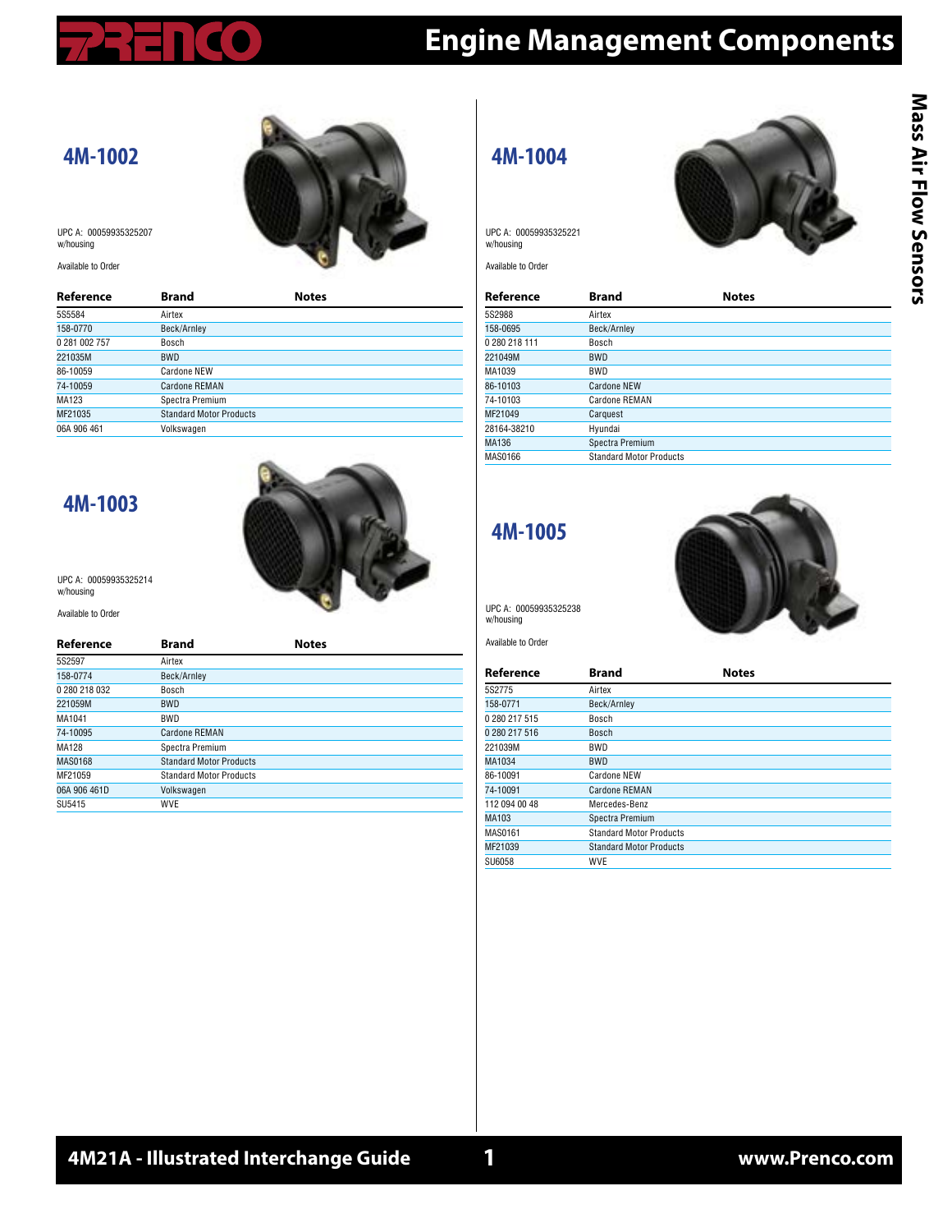# Engine Management Components

## Mass Air Flow Sensors

## 4M-1002

UPC A: 00059935325207
w/housing

Available to Order

| Reference | Brand | Notes |
|---|---|---|
| 5S5584 | Airtex | |
| 158-0770 | Beck/Arnley | |
| 0 281 002 757 | Bosch | |
| 221035M | BWD | |
| 86-10059 | Cardone NEW | |
| 74-10059 | Cardone REMAN | |
| MA123 | Spectra Premium | |
| MF21035 | Standard Motor Products | |
| 06A 906 461 | Volkswagen | |

## 4M-1003

UPC A: 00059935325214
w/housing

Available to Order

| Reference | Brand | Notes |
|---|---|---|
| 5S2597 | Airtex | |
| 158-0774 | Beck/Arnley | |
| 0 280 218 032 | Bosch | |
| 221059M | BWD | |
| MA1041 | BWD | |
| 74-10095 | Cardone REMAN | |
| MA128 | Spectra Premium | |
| MAS0168 | Standard Motor Products | |
| MF21059 | Standard Motor Products | |
| 06A 906 461D | Volkswagen | |
| SU5415 | WVE | |

## 4M-1004

UPC A: 00059935325221
w/housing

Available to Order

| Reference | Brand | Notes |
|---|---|---|
| 5S2988 | Airtex | |
| 158-0695 | Beck/Arnley | |
| 0 280 218 111 | Bosch | |
| 221049M | BWD | |
| MA1039 | BWD | |
| 86-10103 | Cardone NEW | |
| 74-10103 | Cardone REMAN | |
| MF21049 | Carquest | |
| 28164-38210 | Hyundai | |
| MA136 | Spectra Premium | |
| MAS0166 | Standard Motor Products | |

## 4M-1005

UPC A: 00059935325238
w/housing

Available to Order

| Reference | Brand | Notes |
|---|---|---|
| 5S2775 | Airtex | |
| 158-0771 | Beck/Arnley | |
| 0 280 217 515 | Bosch | |
| 0 280 217 516 | Bosch | |
| 221039M | BWD | |
| MA1034 | BWD | |
| 86-10091 | Cardone NEW | |
| 74-10091 | Cardone REMAN | |
| 112 094 00 48 | Mercedes-Benz | |
| MA103 | Spectra Premium | |
| MAS0161 | Standard Motor Products | |
| MF21039 | Standard Motor Products | |
| SU6058 | WVE | |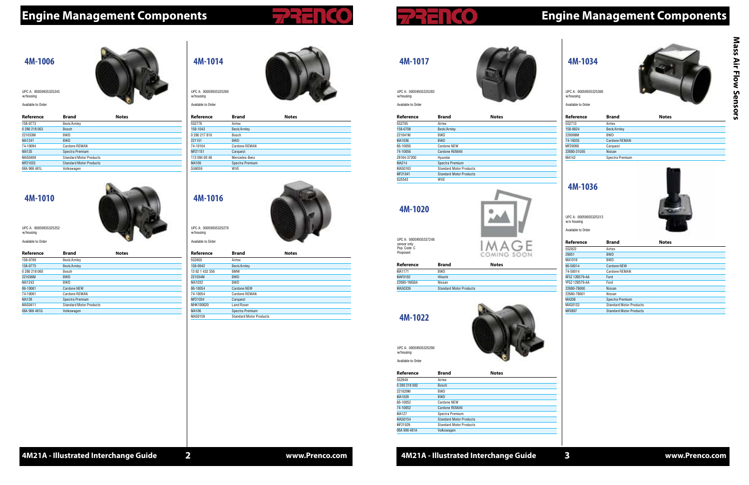# Engine Management Components

## Mass Air Flow Sensors

### 4M-1006

UPC A: 00059935325245
w/housing

Available to Order

| Reference | Brand | Notes |
|---|---|---|
| 158-0773 | Beck/Arnley | |
| 0 280 218 063 | Bosch | |
| 221033M | BWD | |
| MA1241 | BWD | |
| 74-10094 | Cardone REMAN | |
| MA125 | Spectra Premium | |
| MAS0409 | Standard Motor Products | |
| MF21033 | Standard Motor Products | |
| 06A 906 461L | Volkswagen | |

### 4M-1010

UPC A: 00059935325252
w/housing

Available to Order

| Reference | Brand | Notes |
|---|---|---|
| 158-0769 | Beck/Arnley | |
| 158-0775 | Beck/Arnley | |
| 0 280 218 060 | Bosch | |
| 221036M | BWD | |
| MA1243 | BWD | |
| 86-10061 | Cardone NEW | |
| 74-10061 | Cardone REMAN | |
| MA126 | Spectra Premium | |
| MAS0411 | Standard Motor Products | |
| 06A 906 461G | Volkswagen | |

### 4M-1014

UPC A: 00059935325269
w/housing

Available to Order

| Reference | Brand | Notes |
|---|---|---|
| 5S2776 | Airtex | |
| 158-1043 | Beck/Arnley | |
| 0 280 217 810 | Bosch | |
| 221151 | BWD | |
| 74-10104 | Cardone REMAN | |
| MF21151 | Carquest | |
| 113 094 00 48 | Mercedes-Benz | |
| MA109 | Spectra Premium | |
| SU6059 | WVE | |

### 4M-1016

UPC A: 00059935325276
w/housing

Available to Order

| Reference | Brand | Notes |
|---|---|---|
| 5S2603 | Airtex | |
| 158-0942 | Beck/Arnley | |
| 13 62 1 432 356 | BMW | |
| 221034M | BWD | |
| MA1032 | BWD | |
| 86-10054 | Cardone NEW | |
| 74-10054 | Cardone REMAN | |
| MF21034 | Carquest | |
| MHK100620 | Land Rover | |
| MA106 | Spectra Premium | |
| MAS0159 | Standard Motor Products | |

### 4M-1017

UPC A: 00059935325283
w/housing

Available to Order

| Reference | Brand | Notes |
|---|---|---|
| 5S2705 | Airtex | |
| 158-0708 | Beck/Arnley | |
| 221041M | BWD | |
| MA1036 | BWD | |
| 86-10056 | Cardone NEW | |
| 74-10056 | Cardone REMAN | |
| 28164-37200 | Hyundai | |
| MA214 | Spectra Premium | |
| MAS0163 | Standard Motor Products | |
| MF21041 | Standard Motor Products | |
| SU5543 | WVE | |

### 4M-1020

UPC A: 00059935337248
sensor only
Pop. Code: C
Proposed

| Reference | Brand | Notes |
|---|---|---|
| MA1171 | BWD | |
| MAF0102 | Hitachi | |
| 22680-1MG0A | Nissan | |
| MAS0339 | Standard Motor Products | |

### 4M-1022

UPC A: 00059935325290
w/housing

Available to Order

| Reference | Brand | Notes |
|---|---|---|
| 5S2949 | Airtex | |
| 0 280 218 002 | Bosch | |
| 221029M | BWD | |
| MA1029 | BWD | |
| 86-10052 | Cardone NEW | |
| 74-10052 | Cardone REMAN | |
| MA127 | Spectra Premium | |
| MAS0154 | Standard Motor Products | |
| MF21029 | Standard Motor Products | |
| 06A 906 461A | Volkswagen | |

### 4M-1034

UPC A: 00059935325306
w/housing

Available to Order

| Reference | Brand | Notes |
|---|---|---|
| 5S2713 | Airtex | |
| 158-0824 | Beck/Arnley | |
| 220098M | BWD | |
| 74-10035 | Cardone REMAN | |
| MF20098 | Carquest | |
| 22680-31U05 | Nissan | |
| MA142 | Spectra Premium | |

### 4M-1036

UPC A: 00059935325313
w/o housing

Available to Order

| Reference | Brand | Notes |
|---|---|---|
| 5S2822 | Airtex | |
| 29051 | BWD | |
| MA1016 | BWD | |
| 86-50014 | Cardone NEW | |
| 74-50014 | Cardone REMAN | |
| XF5Z 12B579-AA | Ford | |
| YF5Z 12B579-AA | Ford | |
| 22680-7B000 | Nissan | |
| 22680-7B001 | Nissan | |
| MA208 | Spectra Premium | |
| MAS0133 | Standard Motor Products | |
| MF0897 | Standard Motor Products | |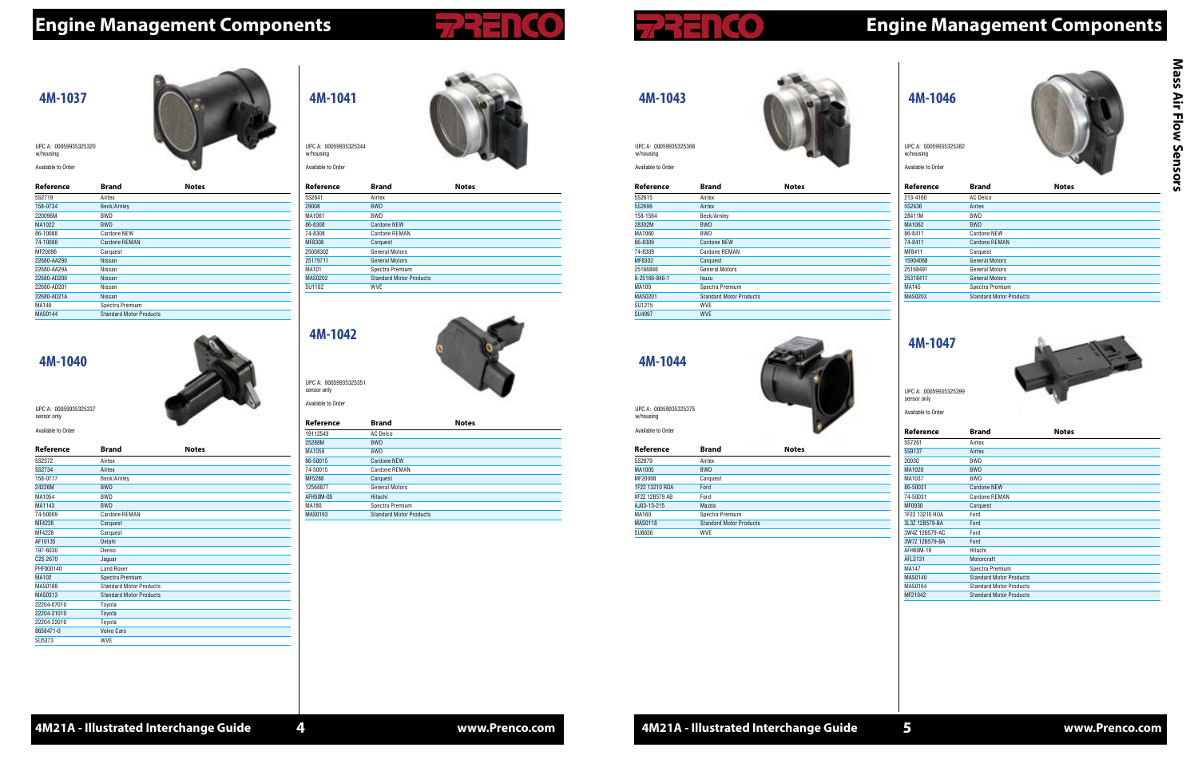# Engine Management Components

## Mass Air Flow Sensors

## 4M-1037

UPC A: 000599353253​20
w/housing

Available to Order

| Reference | Brand | Notes |
|---|---|---|
| 5S2719 | Airtex | |
| 158-0734 | Beck/Arnley | |
| 220096M | BWD | |
| MA1022 | BWD | |
| 86-10088 | Cardone NEW | |
| 74-10088 | Cardone REMAN | |
| MF20096 | Carquest | |
| 22680-AA290 | Nissan | |
| 22680-AA29A | Nissan | |
| 22680-AD200 | Nissan | |
| 22680-AD201 | Nissan | |
| 22680-AD21A | Nissan | |
| MA140 | Spectra Premium | |
| MAS0144 | Standard Motor Products | |

## 4M-1040

UPC A: 00059935325337
sensor only

Available to Order

| Reference | Brand | Notes |
|---|---|---|
| 5S2372 | Airtex | |
| 5S2734 | Airtex | |
| 158-0777 | Beck/Arnley | |
| 24226M | BWD | |
| MA1054 | BWD | |
| MA1143 | BWD | |
| 74-50009 | Cardone REMAN | |
| MF4226 | Carquest | |
| MF4228 | Carquest | |
| AF10135 | Delphi | |
| 197-6030 | Denso | |
| C2S 2670 | Jaguar | |
| PHF000140 | Land Rover | |
| MA102 | Spectra Premium | |
| MAS0188 | Standard Motor Products | |
| MAS0313 | Standard Motor Products | |
| 22204-07010 | Toyota | |
| 22204-21010 | Toyota | |
| 22204-22010 | Toyota | |
| 8658471-0 | Volvo Cars | |
| SU5373 | WVE | |

## 4M-1041

UPC A: 00059935325344
w/housing

Available to Order

| Reference | Brand | Notes |
|---|---|---|
| 5S2641 | Airtex | |
| 29008 | BWD | |
| MA1061 | BWD | |
| 86-8308 | Cardone NEW | |
| 74-8308 | Cardone REMAN | |
| MF8308 | Carquest | |
| 25008302 | General Motors | |
| 25179711 | General Motors | |
| MA101 | Spectra Premium | |
| MAS0202 | Standard Motor Products | |
| SU1102 | WVE | |

## 4M-1042

UPC A: 00059935325351
sensor only

Available to Order

| Reference | Brand | Notes |
|---|---|---|
| 19112543 | AC Delco | |
| 25288M | BWD | |
| MA1058 | BWD | |
| 86-50015 | Cardone NEW | |
| 74-50015 | Cardone REMAN | |
| MF5288 | Carquest | |
| 12568877 | General Motors | |
| AFH50M-05 | Hitachi | |
| MA180 | Spectra Premium | |
| MAS0193 | Standard Motor Products | |

## 4M-1043

UPC A: 00059935325368
w/housing

Available to Order

| Reference | Brand | Notes |
|---|---|---|
| 5S2615 | Airtex | |
| 5S2696 | Airtex | |
| 158-1564 | Beck/Arnley | |
| 28302M | BWD | |
| MA1060 | BWD | |
| 86-8309 | Cardone NEW | |
| 74-8309 | Cardone REMAN | |
| MF8302 | Carquest | |
| 25166846 | General Motors | |
| 8-25166-846-1 | Isuzu | |
| MA100 | Spectra Premium | |
| MAS0201 | Standard Motor Products | |
| SU1215 | WVE | |
| SU4997 | WVE | |

## 4M-1044

UPC A: 00059935325375
w/housing

Available to Order

| Reference | Brand | Notes |
|---|---|---|
| 5S2979 | Airtex | |
| MA1005 | BWD | |
| MF20068 | Carquest | |
| 1F22 13210 ROA | Ford | |
| XF22 12B579 AB | Ford | |
| AJ03-13-215 | Mazda | |
| MA160 | Spectra Premium | |
| MAS0118 | Standard Motor Products | |
| SU6636 | WVE | |

## 4M-1046

UPC A: 00059935325382
w/housing

Available to Order

| Reference | Brand | Notes |
|---|---|---|
| 213-4160 | AC Delco | |
| 5S2636 | Airtex | |
| 28411M | BWD | |
| MA1062 | BWD | |
| 86-8411 | Cardone NEW | |
| 74-8411 | Cardone REMAN | |
| MF8411 | Carquest | |
| 15904068 | General Motors | |
| 25168491 | General Motors | |
| 25318411 | General Motors | |
| MA145 | Spectra Premium | |
| MAS0203 | Standard Motor Products | |

## 4M-1047

UPC A: 00059935325399
sensor only

Available to Order

| Reference | Brand | Notes |
|---|---|---|
| 5S7261 | Airtex | |
| 5S9137 | Airtex | |
| 20930 | BWD | |
| MA1020 | BWD | |
| MA1037 | BWD | |
| 86-50031 | Cardone NEW | |
| 74-50031 | Cardone REMAN | |
| MF0930 | Carquest | |
| 1F22 13210 ROA | Ford | |
| 3L3Z 12B579-BA | Ford | |
| 3W4Z 12B579-AC | Ford | |
| 3W7Z 12B579-BA | Ford | |
| AFH60M-19 | Hitachi | |
| AFLS131 | Motorcraft | |
| MA147 | Spectra Premium | |
| MAS0140 | Standard Motor Products | |
| MAS0164 | Standard Motor Products | |
| MF21042 | Standard Motor Products | |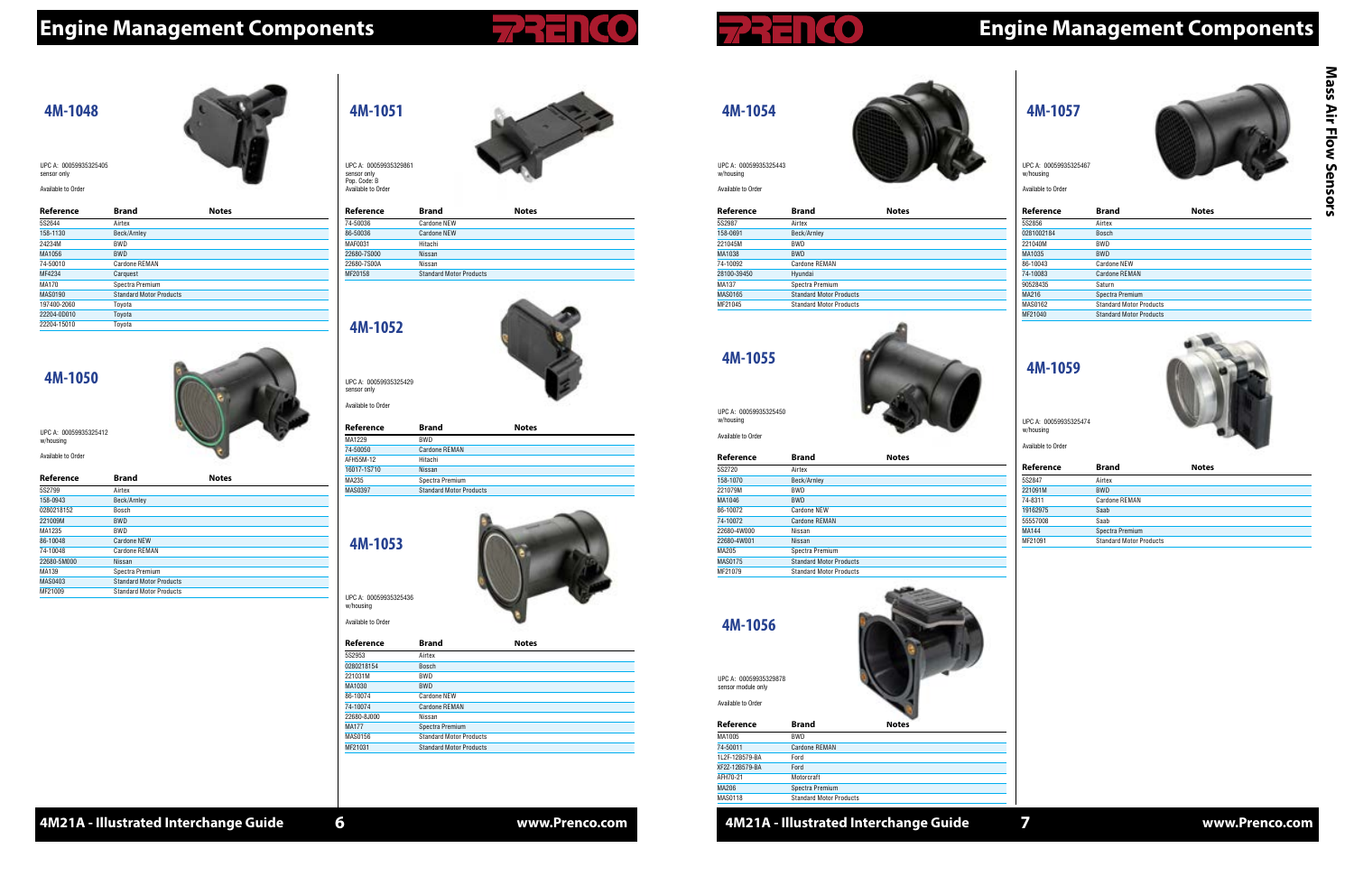# Engine Management Components

## Mass Air Flow Sensors

### 4M-1048

UPC A: 000599935325405
sensor only

Available to Order

| Reference | Brand | Notes |
|---|---|---|
| 5S2644 | Airtex | |
| 158-1130 | Beck/Arnley | |
| 24234M | BWD | |
| MA1056 | BWD | |
| 74-50010 | Cardone REMAN | |
| MF4234 | Carquest | |
| MA170 | Spectra Premium | |
| MAS0190 | Standard Motor Products | |
| 197400-2060 | Toyota | |
| 22204-0D010 | Toyota | |
| 22204-15010 | Toyota | |

### 4M-1050

UPC A: 000599935325412
w/housing

Available to Order

| Reference | Brand | Notes |
|---|---|---|
| 5S2799 | Airtex | |
| 158-0943 | Beck/Arnley | |
| 0280218152 | Bosch | |
| 221009M | BWD | |
| MA1235 | BWD | |
| 86-10048 | Cardone NEW | |
| 74-10048 | Cardone REMAN | |
| 22680-5M000 | Nissan | |
| MA139 | Spectra Premium | |
| MAS0403 | Standard Motor Products | |
| MF21009 | Standard Motor Products | |

### 4M-1051

UPC A: 000599935329861
sensor only
Pop. Code: B
Available to Order

| Reference | Brand | Notes |
|---|---|---|
| 74-50036 | Cardone NEW | |
| 86-50036 | Cardone NEW | |
| MAF0031 | Hitachi | |
| 22680-7S000 | Nissan | |
| 22680-7S00A | Nissan | |
| MF20158 | Standard Motor Products | |

### 4M-1052

UPC A: 000599935325429
sensor only

Available to Order

| Reference | Brand | Notes |
|---|---|---|
| MA1229 | BWD | |
| 74-50050 | Cardone REMAN | |
| AFH55M-12 | Hitachi | |
| 16017-1S710 | Nissan | |
| MA235 | Spectra Premium | |
| MAS0397 | Standard Motor Products | |

### 4M-1053

UPC A: 000599935325436
w/housing

Available to Order

| Reference | Brand | Notes |
|---|---|---|
| 5S2953 | Airtex | |
| 0280218154 | Bosch | |
| 221031M | BWD | |
| MA1030 | BWD | |
| 86-10074 | Cardone NEW | |
| 74-10074 | Cardone REMAN | |
| 22680-8J000 | Nissan | |
| MA177 | Spectra Premium | |
| MAS0156 | Standard Motor Products | |
| MF21031 | Standard Motor Products | |

### 4M-1054

UPC A: 000599935325443
w/housing

Available to Order

| Reference | Brand | Notes |
|---|---|---|
| 5S2987 | Airtex | |
| 158-0691 | Beck/Arnley | |
| 221045M | BWD | |
| MA1038 | BWD | |
| 74-10092 | Cardone REMAN | |
| 28100-39450 | Hyundai | |
| MA137 | Spectra Premium | |
| MAS0165 | Standard Motor Products | |
| MF21045 | Standard Motor Products | |

### 4M-1055

UPC A: 000599935325450
w/housing

Available to Order

| Reference | Brand | Notes |
|---|---|---|
| 5S2720 | Airtex | |
| 158-1070 | Beck/Arnley | |
| 221079M | BWD | |
| MA1046 | BWD | |
| 86-10072 | Cardone NEW | |
| 74-10072 | Cardone REMAN | |
| 22680-4W000 | Nissan | |
| 22680-4W001 | Nissan | |
| MA205 | Spectra Premium | |
| MAS0175 | Standard Motor Products | |
| MF21079 | Standard Motor Products | |

### 4M-1056

UPC A: 000599935329878
sensor module only

Available to Order

| Reference | Brand | Notes |
|---|---|---|
| MA1005 | BWD | |
| 74-50011 | Cardone REMAN | |
| 1L2F-12B579-BA | Ford | |
| XF2Z-12B579-BA | Ford | |
| AFH70-21 | Motorcraft | |
| MA206 | Spectra Premium | |
| MAS0118 | Standard Motor Products | |

### 4M-1057

UPC A: 000599935325467
w/housing

Available to Order

| Reference | Brand | Notes |
|---|---|---|
| 5S2856 | Airtex | |
| 0281002184 | Bosch | |
| 221040M | BWD | |
| MA1035 | BWD | |
| 86-10043 | Cardone NEW | |
| 74-10083 | Cardone REMAN | |
| 90528435 | Saturn | |
| MA216 | Spectra Premium | |
| MAS0162 | Standard Motor Products | |
| MF21040 | Standard Motor Products | |

### 4M-1059

UPC A: 000599935325474
w/housing

Available to Order

| Reference | Brand | Notes |
|---|---|---|
| 5S2847 | Airtex | |
| 221091M | BWD | |
| 74-8311 | Cardone REMAN | |
| 19162975 | Saab | |
| 55557008 | Saab | |
| MA144 | Spectra Premium | |
| MF21091 | Standard Motor Products | |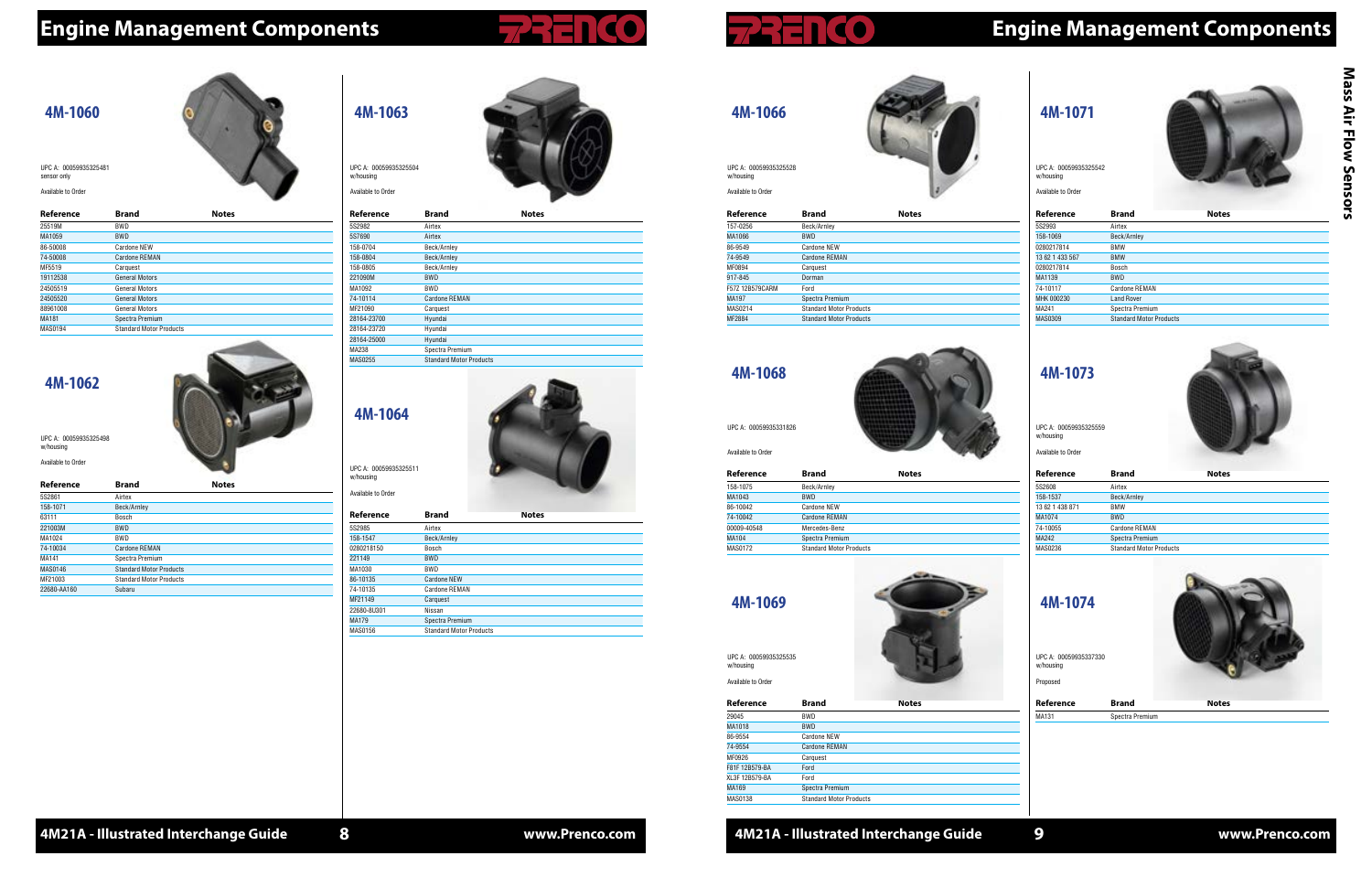# Engine Management Components

## 4M-1060

UPC A: 000599353254 81
sensor only

Available to Order

| Reference | Brand | Notes |
|---|---|---|
| 25519M | BWD | |
| MA1059 | BWD | |
| 86-50008 | Cardone NEW | |
| 74-50008 | Cardone REMAN | |
| MF5519 | Carquest | |
| 19112538 | General Motors | |
| 24505519 | General Motors | |
| 24505520 | General Motors | |
| 88961008 | General Motors | |
| MA181 | Spectra Premium | |
| MAS0194 | Standard Motor Products | |

## 4M-1062

UPC A: 00059935325498
w/housing

Available to Order

| Reference | Brand | Notes |
|---|---|---|
| 5S2861 | Airtex | |
| 158-1071 | Beck/Arnley | |
| 83111 | Bosch | |
| 221003M | BWD | |
| MA1024 | BWD | |
| 74-10034 | Cardone REMAN | |
| MA141 | Spectra Premium | |
| MAS0146 | Standard Motor Products | |
| MF21003 | Standard Motor Products | |
| 22680-AA160 | Subaru | |

## 4M-1063

UPC A: 00059935325504
w/housing

Available to Order

| Reference | Brand | Notes |
|---|---|---|
| 5S2982 | Airtex | |
| 5S7690 | Airtex | |
| 158-0704 | Beck/Arnley | |
| 158-0804 | Beck/Arnley | |
| 158-0805 | Beck/Arnley | |
| 221090M | BWD | |
| MA1092 | BWD | |
| 74-10114 | Cardone REMAN | |
| MF21090 | Carquest | |
| 28164-23700 | Hyundai | |
| 28164-23720 | Hyundai | |
| 28164-25000 | Hyundai | |
| MA238 | Spectra Premium | |
| MAS0255 | Standard Motor Products | |

## 4M-1064

UPC A: 00059935325511
w/housing

Available to Order

| Reference | Brand | Notes |
|---|---|---|
| 5S2985 | Airtex | |
| 158-1547 | Beck/Arnley | |
| 0280218150 | Bosch | |
| 221149 | BWD | |
| MA1030 | BWD | |
| 86-10135 | Cardone NEW | |
| 74-10135 | Cardone REMAN | |
| MF21149 | Carquest | |
| 22680-8U301 | Nissan | |
| MA179 | Spectra Premium | |
| MAS0156 | Standard Motor Products | |

## 4M-1066

UPC A: 00059935325528
w/housing

Available to Order

| Reference | Brand | Notes |
|---|---|---|
| 157-0256 | Beck/Arnley | |
| MA1066 | BWD | |
| 86-9549 | Cardone NEW | |
| 74-9549 | Cardone REMAN | |
| MF0894 | Carquest | |
| 917-845 | Dorman | |
| F57Z 12B579CARM | Ford | |
| MA197 | Spectra Premium | |
| MAS0214 | Standard Motor Products | |
| MF2884 | Standard Motor Products | |

## 4M-1068

UPC A: 00059935331826

Available to Order

| Reference | Brand | Notes |
|---|---|---|
| 158-1075 | Beck/Arnley | |
| MA1043 | BWD | |
| 86-10042 | Cardone NEW | |
| 74-10042 | Cardone REMAN | |
| 00009-40548 | Mercedes-Benz | |
| MA104 | Spectra Premium | |
| MAS0172 | Standard Motor Products | |

## 4M-1069

UPC A: 00059935325535
w/housing

Available to Order

| Reference | Brand | Notes |
|---|---|---|
| 29045 | BWD | |
| MA1018 | BWD | |
| 86-9554 | Cardone NEW | |
| 74-9554 | Cardone REMAN | |
| MF0926 | Carquest | |
| F81F 12B579-BA | Ford | |
| XL3F 12B579-BA | Ford | |
| MA169 | Spectra Premium | |
| MAS0138 | Standard Motor Products | |

## 4M-1071

UPC A: 00059935325542
w/housing

Available to Order

| Reference | Brand | Notes |
|---|---|---|
| 5S2993 | Airtex | |
| 158-1069 | Beck/Arnley | |
| 0280217814 | BMW | |
| 13 62 1 433 567 | BMW | |
| 0280217814 | Bosch | |
| MA1139 | BWD | |
| 74-10117 | Cardone REMAN | |
| MHK 000230 | Land Rover | |
| MA241 | Spectra Premium | |
| MAS0309 | Standard Motor Products | |

## 4M-1073

UPC A: 00059935325559
w/housing

Available to Order

| Reference | Brand | Notes |
|---|---|---|
| 5S2608 | Airtex | |
| 158-1537 | Beck/Arnley | |
| 13 62 1 438 871 | BMW | |
| MA1074 | BWD | |
| 74-10055 | Cardone REMAN | |
| MA242 | Spectra Premium | |
| MAS0236 | Standard Motor Products | |

## 4M-1074

UPC A: 00059935337330
w/housing

Proposed

| Reference | Brand | Notes |
|---|---|---|
| MA131 | Spectra Premium | |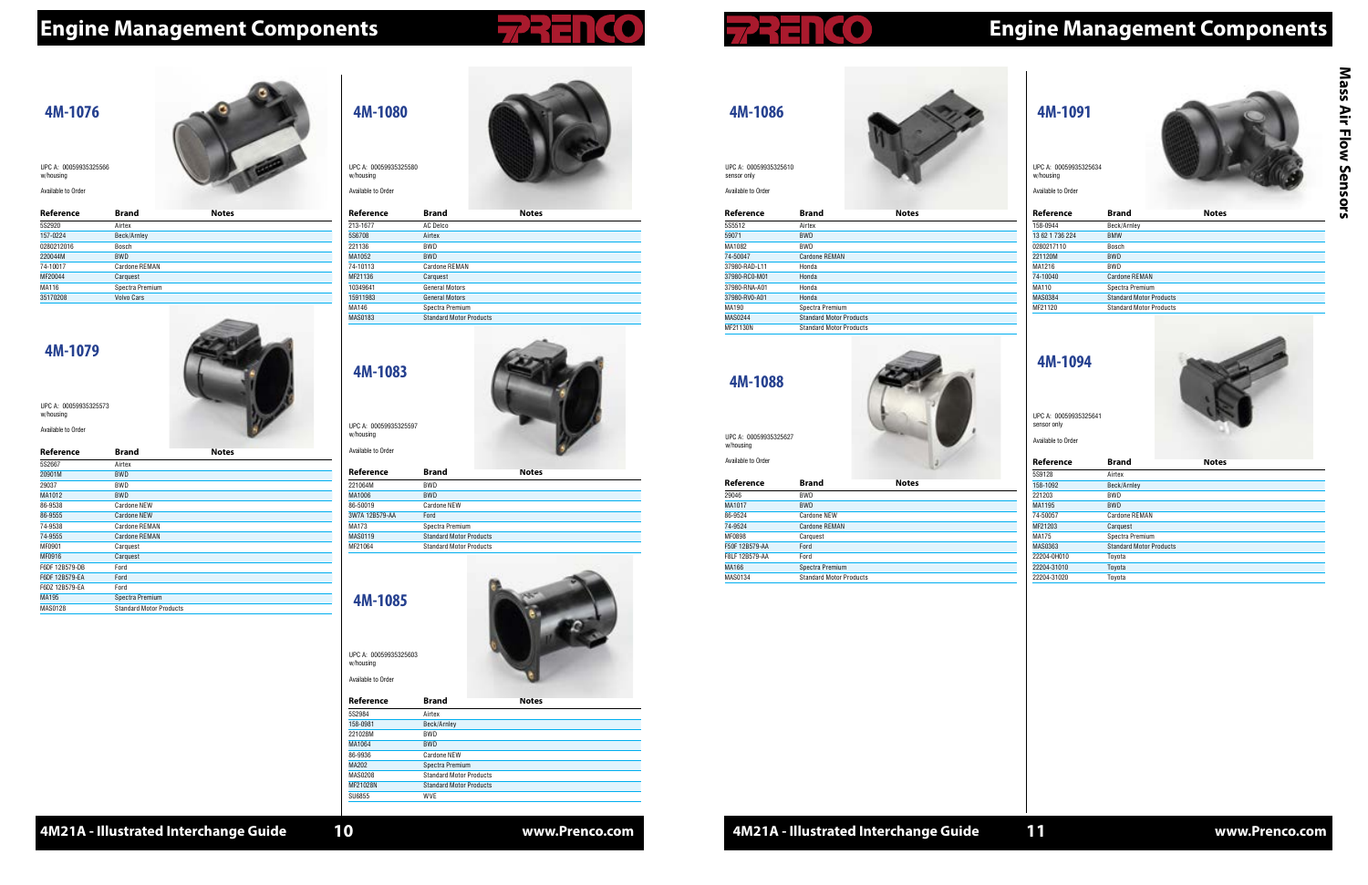# Engine Management Components

## Mass Air Flow Sensors

### 4M-1076

UPC A: 00059935325566
w/housing

Available to Order

| Reference | Brand | Notes |
|---|---|---|
| 5S2920 | Airtex | |
| 157-0224 | Beck/Arnley | |
| 0280212016 | Bosch | |
| 220044M | BWD | |
| 74-10017 | Cardone REMAN | |
| MF20044 | Carquest | |
| MA116 | Spectra Premium | |
| 35170208 | Volvo Cars | |

### 4M-1079

UPC A: 00059935325573
w/housing

Available to Order

| Reference | Brand | Notes |
|---|---|---|
| 5S2667 | Airtex | |
| 20901M | BWD | |
| 29037 | BWD | |
| MA1012 | BWD | |
| 86-9538 | Cardone NEW | |
| 86-9555 | Cardone NEW | |
| 74-9538 | Cardone REMAN | |
| 74-9555 | Cardone REMAN | |
| MF0901 | Carquest | |
| MF0916 | Carquest | |
| F6DF 12B579-DB | Ford | |
| F6DF 12B579-EA | Ford | |
| F6DZ 12B579-EA | Ford | |
| MA195 | Spectra Premium | |
| MAS0128 | Standard Motor Products | |

### 4M-1080

UPC A: 00059935325580
w/housing

Available to Order

| Reference | Brand | Notes |
|---|---|---|
| 213-1677 | AC Delco | |
| 5S6708 | Airtex | |
| 221136 | BWD | |
| MA1052 | BWD | |
| 74-10113 | Cardone REMAN | |
| MF21136 | Carquest | |
| 10349641 | General Motors | |
| 15911983 | General Motors | |
| MA146 | Spectra Premium | |
| MAS0183 | Standard Motor Products | |

### 4M-1083

UPC A: 00059935325597
w/housing

Available to Order

| Reference | Brand | Notes |
|---|---|---|
| 221064M | BWD | |
| MA1006 | BWD | |
| 86-50019 | Cardone NEW | |
| 3W7A 12B579-AA | Ford | |
| MA173 | Spectra Premium | |
| MAS0119 | Standard Motor Products | |
| MF21064 | Standard Motor Products | |

### 4M-1085

UPC A: 00059935325603
w/housing

Available to Order

| Reference | Brand | Notes |
|---|---|---|
| 5S2984 | Airtex | |
| 158-0981 | Beck/Arnley | |
| 221028M | BWD | |
| MA1064 | BWD | |
| 86-9936 | Cardone NEW | |
| MA202 | Spectra Premium | |
| MAS0208 | Standard Motor Products | |
| MF21028N | Standard Motor Products | |
| SU6855 | WVE | |

### 4M-1086

UPC A: 00059935325610
sensor only

Available to Order

| Reference | Brand | Notes |
|---|---|---|
| 5S5512 | Airtex | |
| 59071 | BWD | |
| MA1082 | BWD | |
| 74-50047 | Cardone REMAN | |
| 37980-RAD-L11 | Honda | |
| 37980-RC0-M01 | Honda | |
| 37980-RNA-A01 | Honda | |
| 37980-RV0-A01 | Honda | |
| MA190 | Spectra Premium | |
| MAS0244 | Standard Motor Products | |
| MF21130N | Standard Motor Products | |

### 4M-1088

UPC A: 00059935325627
w/housing

Available to Order

| Reference | Brand | Notes |
|---|---|---|
| 29046 | BWD | |
| MA1017 | BWD | |
| 86-9524 | Cardone NEW | |
| 74-9524 | Cardone REMAN | |
| MF0898 | Carquest | |
| F50F 12B579-AA | Ford | |
| F8LF 12B579-AA | Ford | |
| MA166 | Spectra Premium | |
| MAS0134 | Standard Motor Products | |

### 4M-1091

UPC A: 00059935325634
w/housing

Available to Order

| Reference | Brand | Notes |
|---|---|---|
| 158-0944 | Beck/Arnley | |
| 13 62 1 736 224 | BMW | |
| 0280217110 | Bosch | |
| 221120M | BWD | |
| MA1216 | BWD | |
| 74-10040 | Cardone REMAN | |
| MA110 | Spectra Premium | |
| MAS0384 | Standard Motor Products | |
| MF21120 | Standard Motor Products | |

### 4M-1094

UPC A: 00059935325641
sensor only

Available to Order

| Reference | Brand | Notes |
|---|---|---|
| 5S9128 | Airtex | |
| 158-1092 | Beck/Arnley | |
| 221203 | BWD | |
| MA1195 | BWD | |
| 74-50057 | Cardone REMAN | |
| MF21203 | Carquest | |
| MA175 | Spectra Premium | |
| MAS0363 | Standard Motor Products | |
| 22204-0H010 | Toyota | |
| 22204-31010 | Toyota | |
| 22204-31020 | Toyota | |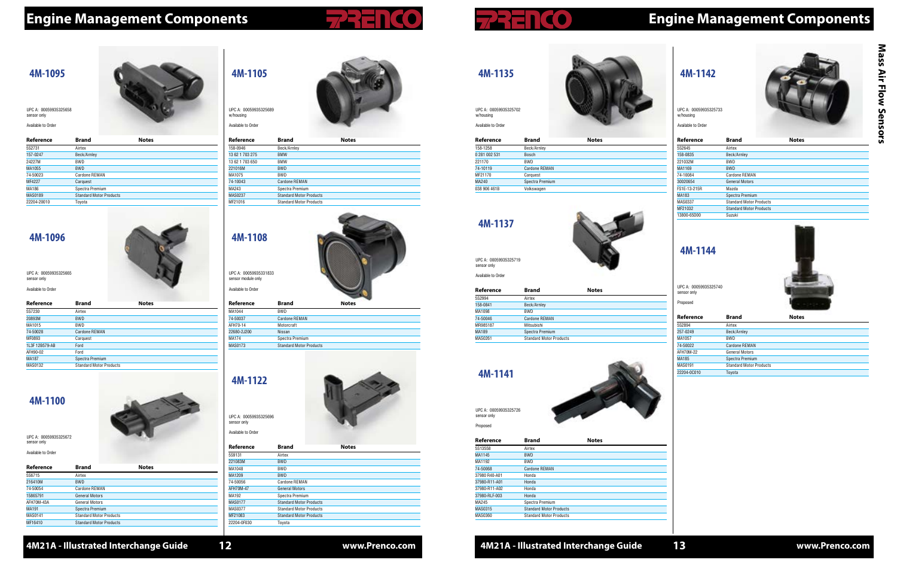# Engine Management Components

## Mass Air Flow Sensors

### 4M-1095

UPC A: 000599935325658
sensor only

Available to Order

| Reference | Brand | Notes |
|---|---|---|
| 5S2731 | Airtex | |
| 157-0247 | Beck/Arnley | |
| 24227M | BWD | |
| MA1055 | BWD | |
| 74-50023 | Cardone REMAN | |
| MF4227 | Carquest | |
| MA186 | Spectra Premium | |
| MAS0189 | Standard Motor Products | |
| 22204-20010 | Toyota | |

### 4M-1096

UPC A: 000599935325665
sensor only

Available to Order

| Reference | Brand | Notes |
|---|---|---|
| 5S7230 | Airtex | |
| 20893M | BWD | |
| MA1015 | BWD | |
| 74-50028 | Cardone REMAN | |
| MF0893 | Carquest | |
| 1L3F 12B579-AB | Ford | |
| AFH90-02 | Ford | |
| MA187 | Spectra Premium | |
| MAS0132 | Standard Motor Products | |

### 4M-1100

UPC A: 000599935325672
sensor only

Available to Order

| Reference | Brand | Notes |
|---|---|---|
| 5S6715 | Airtex | |
| 216410M | BWD | |
| 74-50054 | Cardone REMAN | |
| 15865791 | General Motors | |
| AFH70M-43A | General Motors | |
| MA191 | Spectra Premium | |
| MAS0141 | Standard Motor Products | |
| MF16410 | Standard Motor Products | |

### 4M-1105

UPC A: 000599935325689
w/housing

Available to Order

| Reference | Brand | Notes |
|---|---|---|
| 158-0946 | Beck/Arnley | |
| 13 62 1 703 275 | BMW | |
| 13 62 1 703 650 | BMW | |
| 221016M | BWD | |
| MA1075 | BWD | |
| 74-10043 | Cardone REMAN | |
| MA243 | Spectra Premium | |
| MAS0237 | Standard Motor Products | |
| MF21016 | Standard Motor Products | |

### 4M-1108

UPC A: 000599935331833
sensor module only

Available to Order

| Reference | Brand | Notes |
|---|---|---|
| MA1044 | BWD | |
| 74-50037 | Cardone REMAN | |
| AFH70-14 | Motorcraft | |
| 22680-2J200 | Nissan | |
| MA174 | Spectra Premium | |
| MAS0173 | Standard Motor Products | |

### 4M-1122

UPC A: 000599935325696
sensor only

Available to Order

| Reference | Brand | Notes |
|---|---|---|
| 5S9131 | Airtex | |
| 221083M | BWD | |
| MA1048 | BWD | |
| MA1209 | BWD | |
| 74-50056 | Cardone REMAN | |
| AFH70M-47 | General Motors | |
| MA192 | Spectra Premium | |
| MAS0177 | Standard Motor Products | |
| MAS0377 | Standard Motor Products | |
| MF21083 | Standard Motor Products | |
| 22204-0F030 | Toyota | |

### 4M-1135

UPC A: 000599935325702
w/housing

Available to Order

| Reference | Brand | Notes |
|---|---|---|
| 158-1258 | Beck/Arnley | |
| 0 281 002 531 | Bosch | |
| 221170 | BWD | |
| 74-10119 | Cardone REMAN | |
| MF21170 | Carquest | |
| MA240 | Spectra Premium | |
| 038 906 461B | Volkswagen | |

### 4M-1137

UPC A: 000599935325719
sensor only

Available to Order

| Reference | Brand | Notes |
|---|---|---|
| 5S2994 | Airtex | |
| 158-0841 | Beck/Arnley | |
| MA1098 | BWD | |
| 74-50046 | Cardone REMAN | |
| MR985187 | Mitsubishi | |
| MA189 | Spectra Premium | |
| MAS0261 | Standard Motor Products | |

### 4M-1141

UPC A: 000599935325726
sensor only

Proposed

| Reference | Brand | Notes |
|---|---|---|
| 5S13558 | Airtex | |
| MA1145 | BWD | |
| MA1192 | BWD | |
| 74-50068 | Cardone REMAN | |
| 37980 R40-A01 | Honda | |
| 37980-R11-A01 | Honda | |
| 37980-R11-A02 | Honda | |
| 37980-RLF-003 | Honda | |
| MA245 | Spectra Premium | |
| MAS0315 | Standard Motor Products | |
| MAS0360 | Standard Motor Products | |

### 4M-1142

UPC A: 000599935325733
w/housing

Available to Order

| Reference | Brand | Notes |
|---|---|---|
| 5S2645 | Airtex | |
| 158-0835 | Beck/Arnley | |
| 221032M | BWD | |
| MA1169 | BWD | |
| 74-10084 | Cardone REMAN | |
| 30020654 | General Motors | |
| FS1E-13-215R | Mazda | |
| MA183 | Spectra Premium | |
| MAS0337 | Standard Motor Products | |
| MF21032 | Standard Motor Products | |
| 13800-65D00 | Suzuki | |

### 4M-1144

UPC A: 000599935325740
sensor only

Proposed

| Reference | Brand | Notes |
|---|---|---|
| 5S2894 | Airtex | |
| 257-0249 | Beck/Arnley | |
| MA1057 | BWD | |
| 74-50022 | Cardone REMAN | |
| AFH70M-22 | General Motors | |
| MA185 | Spectra Premium | |
| MAS0191 | Standard Motor Products | |
| 22204-0C010 | Toyota | |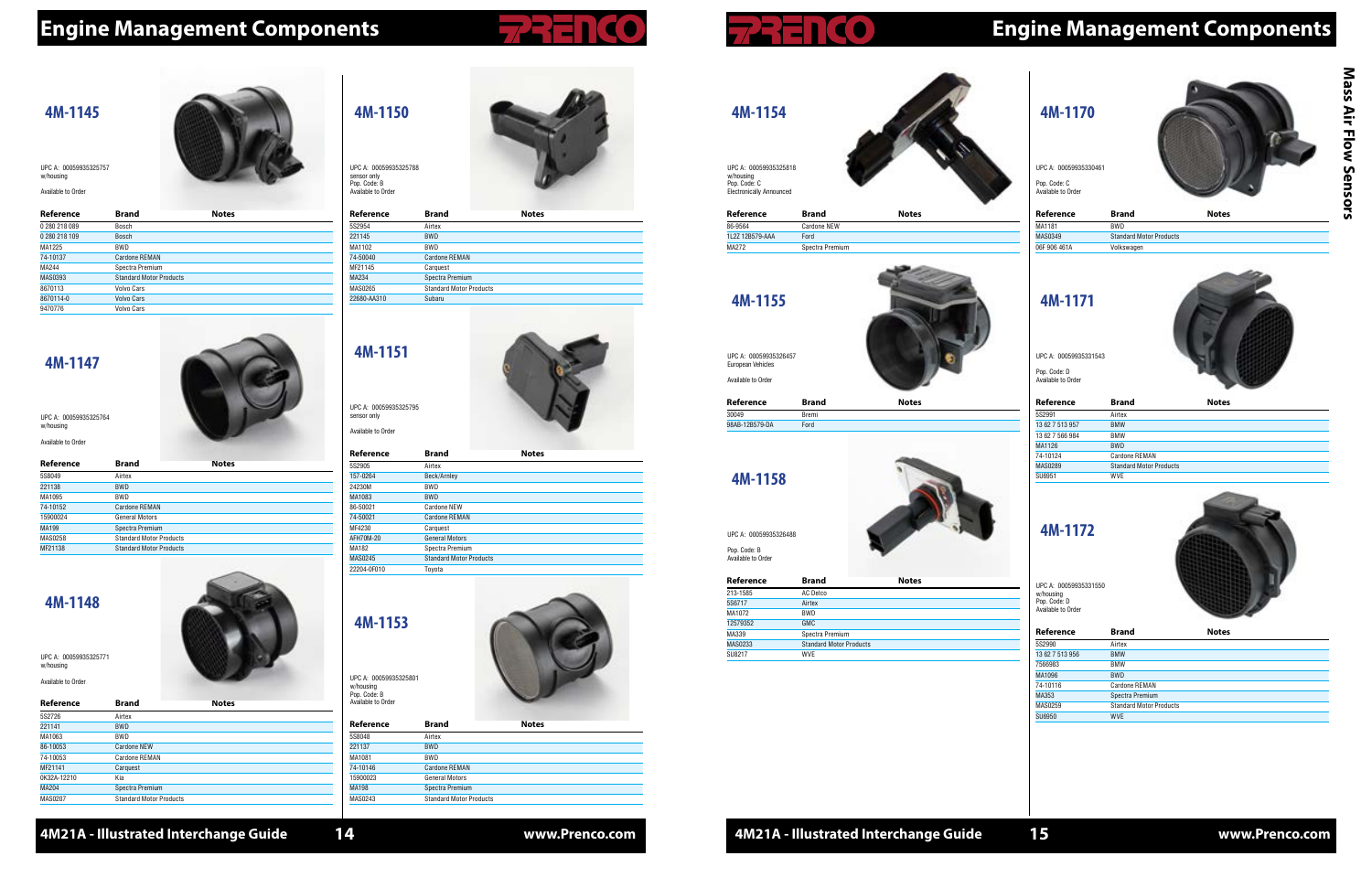# Engine Management Components

## 4M-1145

UPC A: 00059935325757
w/housing

Available to Order

| Reference | Brand | Notes |
|---|---|---|
| 0 280 218 089 | Bosch | |
| 0 280 218 109 | Bosch | |
| MA1225 | BWD | |
| 74-10137 | Cardone REMAN | |
| MA244 | Spectra Premium | |
| MAS0393 | Standard Motor Products | |
| 8670113 | Volvo Cars | |
| 8670114-0 | Volvo Cars | |
| 9470776 | Volvo Cars | |

## 4M-1147

UPC A: 00059935325764
w/housing

Available to Order

| Reference | Brand | Notes |
|---|---|---|
| 5S8049 | Airtex | |
| 221138 | BWD | |
| MA1095 | BWD | |
| 74-10152 | Cardone REMAN | |
| 15900024 | General Motors | |
| MA199 | Spectra Premium | |
| MAS0258 | Standard Motor Products | |
| MF21138 | Standard Motor Products | |

## 4M-1148

UPC A: 00059935325771
w/housing

Available to Order

| Reference | Brand | Notes |
|---|---|---|
| 5S2726 | Airtex | |
| 221141 | BWD | |
| MA1063 | BWD | |
| 86-10053 | Cardone NEW | |
| 74-10053 | Cardone REMAN | |
| MF21141 | Carquest | |
| 0K32A-12210 | Kia | |
| MA204 | Spectra Premium | |
| MAS0207 | Standard Motor Products | |

## 4M-1150

UPC A: 00059935325788
sensor only
Pop. Code: B
Available to Order

| Reference | Brand | Notes |
|---|---|---|
| 5S2954 | Airtex | |
| 221145 | BWD | |
| MA1102 | BWD | |
| 74-50040 | Cardone REMAN | |
| MF21145 | Carquest | |
| MA234 | Spectra Premium | |
| MAS0265 | Standard Motor Products | |
| 22680-AA310 | Subaru | |

## 4M-1151

UPC A: 00059935325795
sensor only

Available to Order

| Reference | Brand | Notes |
|---|---|---|
| 5S2905 | Airtex | |
| 157-0264 | Beck/Arnley | |
| 24230M | BWD | |
| MA1083 | BWD | |
| 86-50021 | Cardone NEW | |
| 74-50021 | Cardone REMAN | |
| MF4230 | Carquest | |
| AFH70M-20 | General Motors | |
| MA182 | Spectra Premium | |
| MAS0245 | Standard Motor Products | |
| 22204-0F010 | Toyota | |

## 4M-1153

UPC A: 00059935325801
w/housing
Pop. Code: B
Available to Order

| Reference | Brand | Notes |
|---|---|---|
| 5S8048 | Airtex | |
| 221137 | BWD | |
| MA1081 | BWD | |
| 74-10146 | Cardone REMAN | |
| 15900023 | General Motors | |
| MA198 | Spectra Premium | |
| MAS0243 | Standard Motor Products | |

# Engine Management Components

## 4M-1154

UPC A: 00059935325818
w/housing
Pop. Code: C
Electronically Announced

| Reference | Brand | Notes |
|---|---|---|
| 86-9564 | Cardone NEW | |
| 1L2Z 12B579-AAA | Ford | |
| MA272 | Spectra Premium | |

## 4M-1155

UPC A: 00059935326457
European Vehicles

Available to Order

| Reference | Brand | Notes |
|---|---|---|
| 30049 | Bremi | |
| 98AB-12B579-DA | Ford | |

## 4M-1158

UPC A: 00059935326488

Pop. Code: B
Available to Order

| Reference | Brand | Notes |
|---|---|---|
| 213-1585 | AC Delco | |
| 5S6717 | Airtex | |
| MA1072 | BWD | |
| 12579352 | GMC | |
| MA339 | Spectra Premium | |
| MAS0233 | Standard Motor Products | |
| SU8217 | WVE | |

## 4M-1170

UPC A: 00059935330461

Pop. Code: C
Available to Order

| Reference | Brand | Notes |
|---|---|---|
| MA1181 | BWD | |
| MAS0349 | Standard Motor Products | |
| 06F 906 461A | Volkswagen | |

## 4M-1171

UPC A: 00059935331543

Pop. Code: D
Available to Order

| Reference | Brand | Notes |
|---|---|---|
| 5S2991 | Airtex | |
| 13 62 7 513 957 | BMW | |
| 13 62 7 566 984 | BMW | |
| MA1126 | BWD | |
| 74-10124 | Cardone REMAN | |
| MAS0289 | Standard Motor Products | |
| SU6951 | WVE | |

## 4M-1172

UPC A: 00059935331550
w/housing
Pop. Code: D
Available to Order

| Reference | Brand | Notes |
|---|---|---|
| 5S2990 | Airtex | |
| 13 62 7 513 956 | BMW | |
| 7566983 | BMW | |
| MA1096 | BWD | |
| 74-10116 | Cardone REMAN | |
| MA353 | Spectra Premium | |
| MAS0259 | Standard Motor Products | |
| SU6950 | WVE | |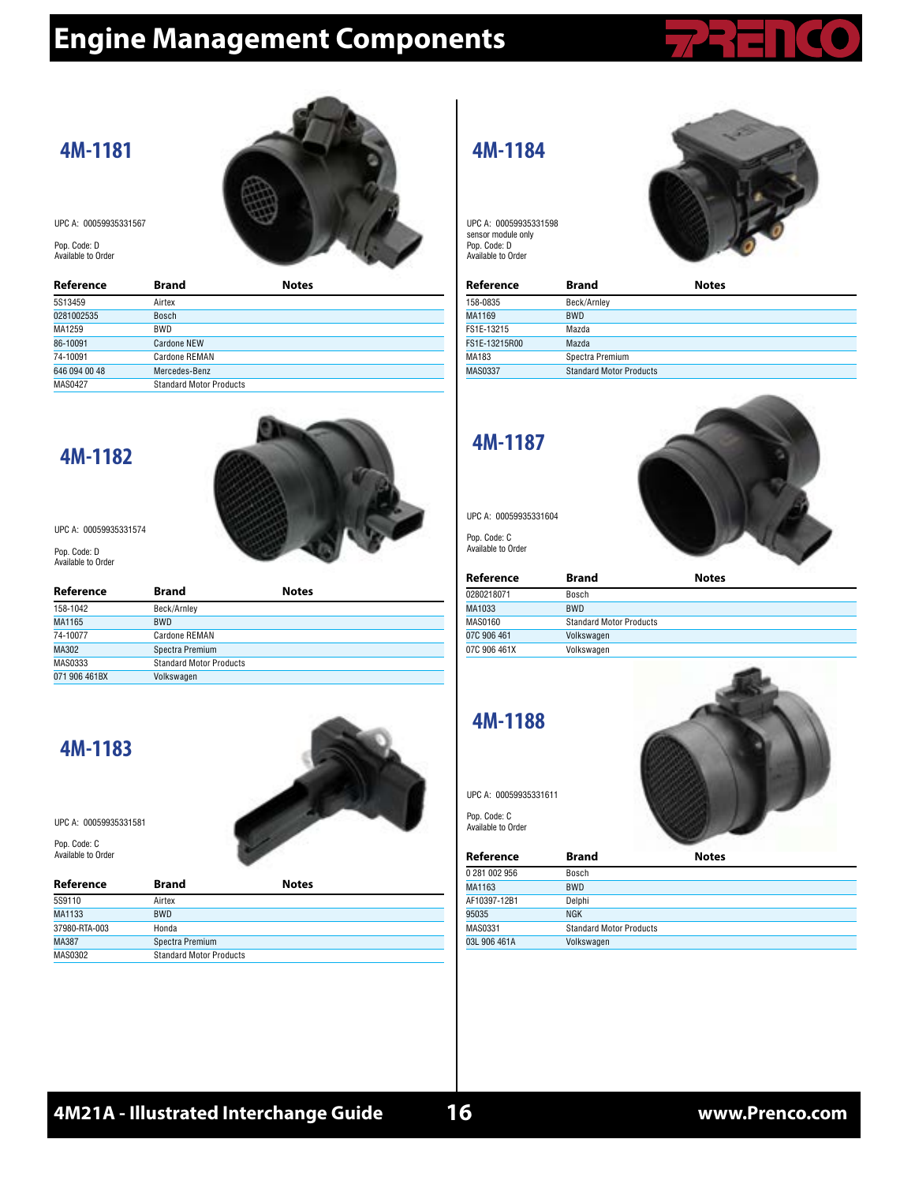# Engine Management Components

## 4M-1181

UPC A: 00059935331567

Pop. Code: D
Available to Order

| Reference | Brand | Notes |
|---|---|---|
| 5S13459 | Airtex | |
| 0281002535 | Bosch | |
| MA1259 | BWD | |
| 86-10091 | Cardone NEW | |
| 74-10091 | Cardone REMAN | |
| 646 094 00 48 | Mercedes-Benz | |
| MAS0427 | Standard Motor Products | |

## 4M-1182

UPC A: 00059935331574

Pop. Code: D
Available to Order

| Reference | Brand | Notes |
|---|---|---|
| 158-1042 | Beck/Arnley | |
| MA1165 | BWD | |
| 74-10077 | Cardone REMAN | |
| MA302 | Spectra Premium | |
| MAS0333 | Standard Motor Products | |
| 071 906 461BX | Volkswagen | |

## 4M-1183

UPC A: 00059935331581

Pop. Code: C
Available to Order

| Reference | Brand | Notes |
|---|---|---|
| 5S9110 | Airtex | |
| MA1133 | BWD | |
| 37980-RTA-003 | Honda | |
| MA387 | Spectra Premium | |
| MAS0302 | Standard Motor Products | |

## 4M-1184

UPC A: 00059935331598
sensor module only
Pop. Code: D
Available to Order

| Reference | Brand | Notes |
|---|---|---|
| 158-0835 | Beck/Arnley | |
| MA1169 | BWD | |
| FS1E-13215 | Mazda | |
| FS1E-13215R00 | Mazda | |
| MA183 | Spectra Premium | |
| MAS0337 | Standard Motor Products | |

## 4M-1187

UPC A: 00059935331604

Pop. Code: C
Available to Order

| Reference | Brand | Notes |
|---|---|---|
| 0280218071 | Bosch | |
| MA1033 | BWD | |
| MAS0160 | Standard Motor Products | |
| 07C 906 461 | Volkswagen | |
| 07C 906 461X | Volkswagen | |

## 4M-1188

UPC A: 00059935331611

Pop. Code: C
Available to Order

| Reference | Brand | Notes |
|---|---|---|
| 0 281 002 956 | Bosch | |
| MA1163 | BWD | |
| AF10397-12B1 | Delphi | |
| 95035 | NGK | |
| MAS0331 | Standard Motor Products | |
| 03L 906 461A | Volkswagen | |